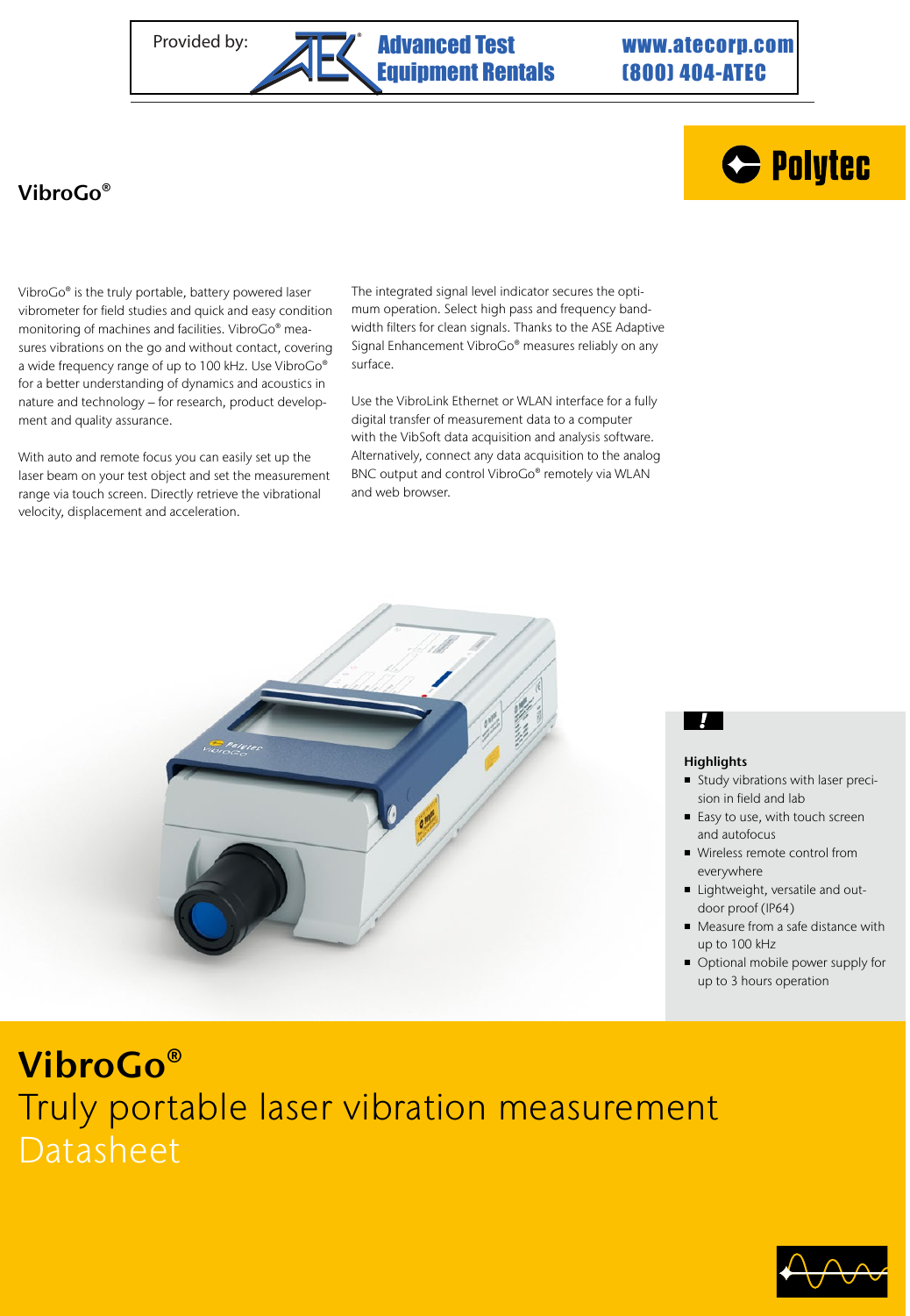Provided by: Advanced Test Equipment Rentals www.atecorp.com (800) 404-ATEC

Polytec

# VibroGo®

VibroGo® is the truly portable, battery powered laser vibrometer for field studies and quick and easy condition monitoring of machines and facilities. VibroGo® measures vibrations on the go and without contact, covering a wide frequency range of up to 100 kHz. Use VibroGo® for a better understanding of dynamics and acoustics in nature and technology – for research, product development and quality assurance.

With auto and remote focus you can easily set up the laser beam on your test object and set the measurement range via touch screen. Directly retrieve the vibrational velocity, displacement and acceleration.

The integrated signal level indicator secures the optimum operation. Select high pass and frequency bandwidth filters for clean signals. Thanks to the ASE Adaptive Signal Enhancement VibroGo® measures reliably on any surface.

Use the VibroLink Ethernet or WLAN interface for a fully digital transfer of measurement data to a computer with the VibSoft data acquisition and analysis software. Alternatively, connect any data acquisition to the analog BNC output and control VibroGo® remotely via WLAN and web browser.

**Highlights**

- Study vibrations with laser precision in field and lab
- Easy to use, with touch screen and autofocus
- Wireless remote control from everywhere
- Lightweight, versatile and outdoor proof (IP64)
- Measure from a safe distance with up to 100 kHz
- Optional mobile power supply for up to 3 hours operation

# VibroGo®
## Truly portable laser vibration measurement
## Datasheet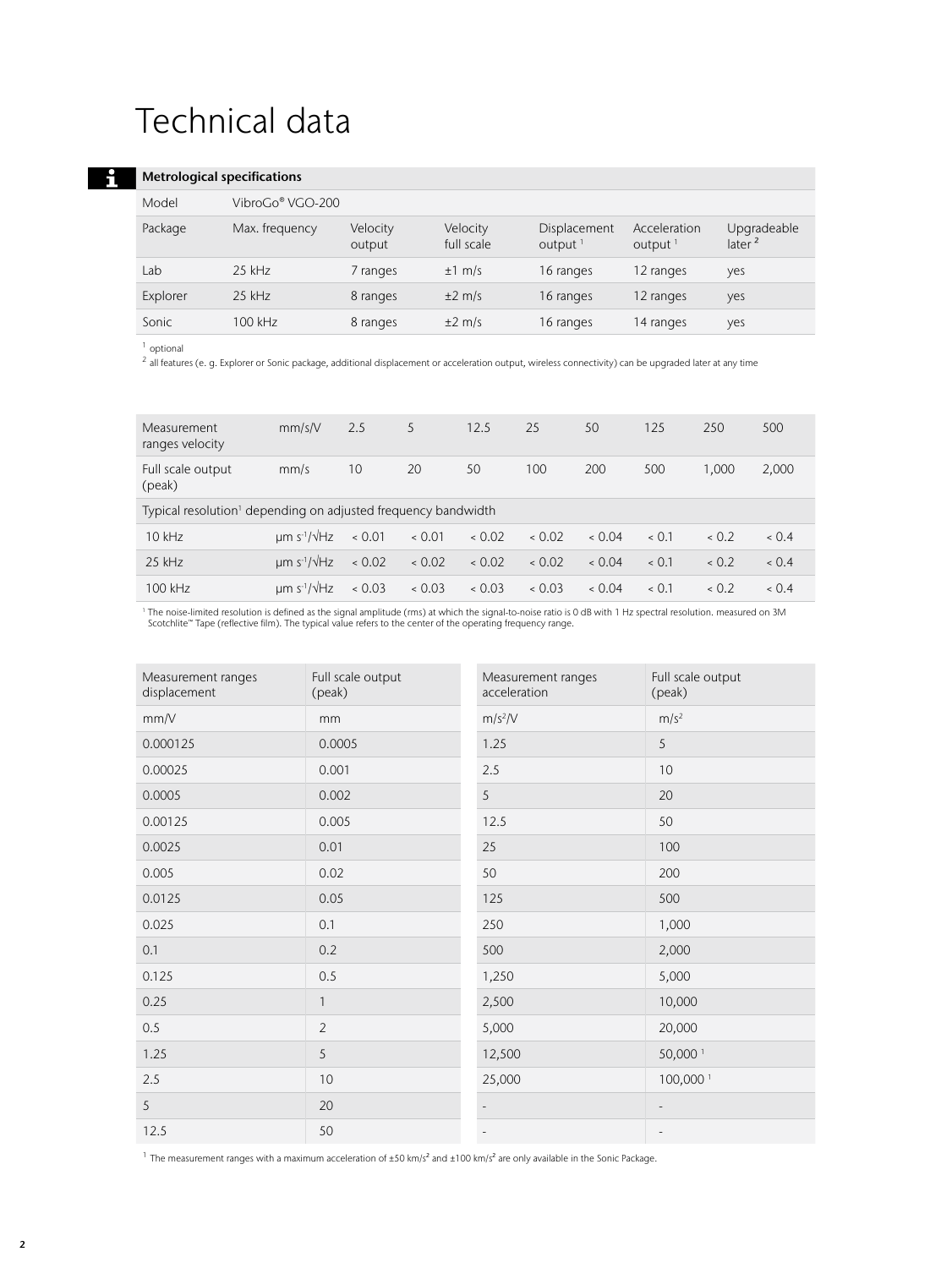# Technical data

| **Metrological specifications** | | | | | | |
|---|---|---|---|---|---|---|
| Model | VibroGo® VGO-200 | | | | | |
| Package | Max. frequency | Velocity output | Velocity full scale | Displacement output [1] | Acceleration output [1] | Upgradeable later [2] |
| Lab | 25 kHz | 7 ranges | ±1 m/s | 16 ranges | 12 ranges | yes |
| Explorer | 25 kHz | 8 ranges | ±2 m/s | 16 ranges | 12 ranges | yes |
| Sonic | 100 kHz | 8 ranges | ±2 m/s | 16 ranges | 14 ranges | yes |

[1] optional

[2] all features (e. g. Explorer or Sonic package, additional displacement or acceleration output, wireless connectivity) can be upgraded later at any time

| Measurement ranges velocity | mm/s/V | 2.5 | 5 | 12.5 | 25 | 50 | 125 | 250 | 500 |
|---|---|---|---|---|---|---|---|---|---|
| Full scale output (peak) | mm/s | 10 | 20 | 50 | 100 | 200 | 500 | 1,000 | 2,000 |
| Typical resolution[1] depending on adjusted frequency bandwidth | | | | | | | | | |
| 10 kHz | µm $s^{-1}$/√Hz | < 0.01 | < 0.01 | < 0.02 | < 0.02 | < 0.04 | < 0.1 | < 0.2 | < 0.4 |
| 25 kHz | µm $s^{-1}$/√Hz | < 0.02 | < 0.02 | < 0.02 | < 0.02 | < 0.04 | < 0.1 | < 0.2 | < 0.4 |
| 100 kHz | µm $s^{-1}$/√Hz | < 0.03 | < 0.03 | < 0.03 | < 0.03 | < 0.04 | < 0.1 | < 0.2 | < 0.4 |

[1] The noise-limited resolution is defined as the signal amplitude (rms) at which the signal-to-noise ratio is 0 dB with 1 Hz spectral resolution. measured on 3M Scotchlite™ Tape (reflective film). The typical value refers to the center of the operating frequency range.

| Measurement ranges displacement | Full scale output (peak) |
|---|---|
| mm/V | mm |
| 0.000125 | 0.0005 |
| 0.00025 | 0.001 |
| 0.0005 | 0.002 |
| 0.00125 | 0.005 |
| 0.0025 | 0.01 |
| 0.005 | 0.02 |
| 0.0125 | 0.05 |
| 0.025 | 0.1 |
| 0.1 | 0.2 |
| 0.125 | 0.5 |
| 0.25 | 1 |
| 0.5 | 2 |
| 1.25 | 5 |
| 2.5 | 10 |
| 5 | 20 |
| 12.5 | 50 |

| Measurement ranges acceleration | Full scale output (peak) |
|---|---|
| $m/s^2/V$ | $m/s^2$ |
| 1.25 | 5 |
| 2.5 | 10 |
| 5 | 20 |
| 12.5 | 50 |
| 25 | 100 |
| 50 | 200 |
| 125 | 500 |
| 250 | 1,000 |
| 500 | 2,000 |
| 1,250 | 5,000 |
| 2,500 | 10,000 |
| 5,000 | 20,000 |
| 12,500 | 50,000 [1] |
| 25,000 | 100,000 [1] |
| - | - |
| - | - |

[1] The measurement ranges with a maximum acceleration of ±50 $km/s^2$ and ±100 $km/s^2$ are only available in the Sonic Package.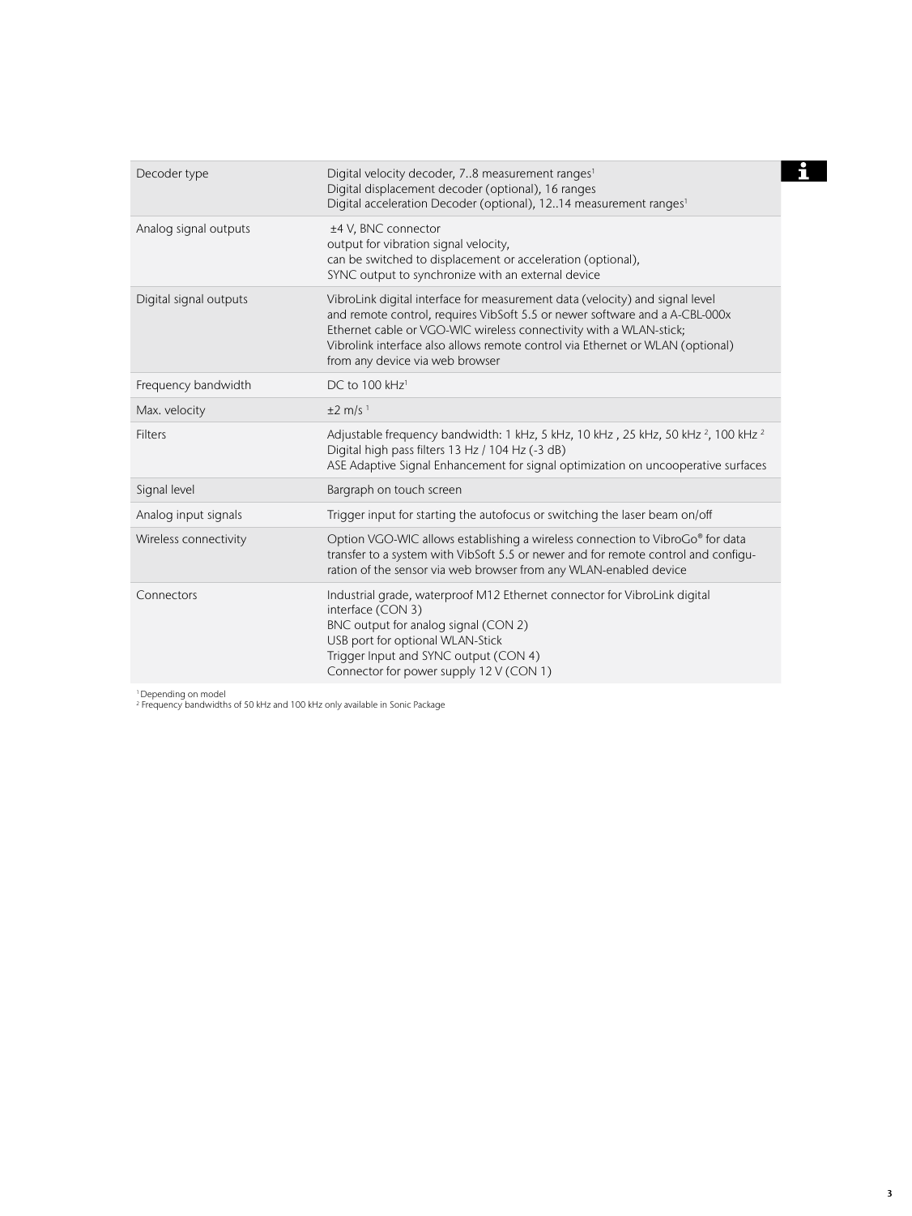| | |
|---|---|
| Decoder type | Digital velocity decoder, 7..8 measurement ranges[1]<br>Digital displacement decoder (optional), 16 ranges<br>Digital acceleration Decoder (optional), 12..14 measurement ranges[1] |
| Analog signal outputs | ±4 V, BNC connector<br>output for vibration signal velocity,<br>can be switched to displacement or acceleration (optional),<br>SYNC output to synchronize with an external device |
| Digital signal outputs | VibroLink digital interface for measurement data (velocity) and signal level and remote control, requires VibSoft 5.5 or newer software and a A-CBL-000x Ethernet cable or VGO-WIC wireless connectivity with a WLAN-stick;<br>Vibrolink interface also allows remote control via Ethernet or WLAN (optional) from any device via web browser |
| Frequency bandwidth | DC to 100 kHz[1] |
| Max. velocity | ±2 m/s [1] |
| Filters | Adjustable frequency bandwidth: 1 kHz, 5 kHz, 10 kHz , 25 kHz, 50 kHz [2], 100 kHz [2]<br>Digital high pass filters 13 Hz / 104 Hz (-3 dB)<br>ASE Adaptive Signal Enhancement for signal optimization on uncooperative surfaces |
| Signal level | Bargraph on touch screen |
| Analog input signals | Trigger input for starting the autofocus or switching the laser beam on/off |
| Wireless connectivity | Option VGO-WIC allows establishing a wireless connection to VibroGo® for data transfer to a system with VibSoft 5.5 or newer and for remote control and configuration of the sensor via web browser from any WLAN-enabled device |
| Connectors | Industrial grade, waterproof M12 Ethernet connector for VibroLink digital interface (CON 3)<br>BNC output for analog signal (CON 2)<br>USB port for optional WLAN-Stick<br>Trigger Input and SYNC output (CON 4)<br>Connector for power supply 12 V (CON 1) |

[1] Depending on model
[2] Frequency bandwidths of 50 kHz and 100 kHz only available in Sonic Package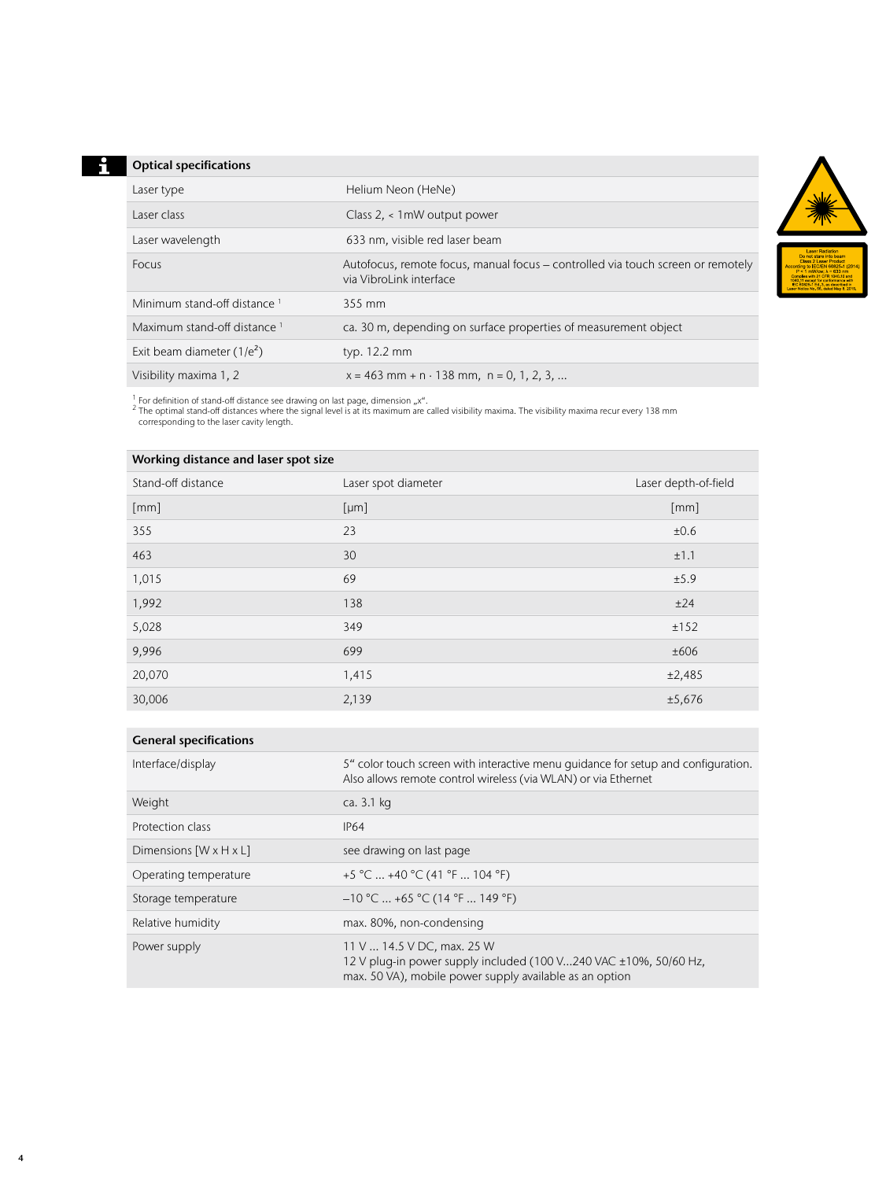| Optical specifications | |
| --- | --- |
| Laser type | Helium Neon (HeNe) |
| Laser class | Class 2, < 1mW output power |
| Laser wavelength | 633 nm, visible red laser beam |
| Focus | Autofocus, remote focus, manual focus – controlled via touch screen or remotely via VibroLink interface |
| Minimum stand-off distance [1] | 355 mm |
| Maximum stand-off distance [1] | ca. 30 m, depending on surface properties of measurement object |
| Exit beam diameter ($1/e^2$) | typ. 12.2 mm |
| Visibility maxima 1, 2 | x = 463 mm + n · 138 mm,  n = 0, 1, 2, 3, ... |

[1] For definition of stand-off distance see drawing on last page, dimension „x".
[2] The optimal stand-off distances where the signal level is at its maximum are called visibility maxima. The visibility maxima recur every 138 mm corresponding to the laser cavity length.

| Working distance and laser spot size | | |
| --- | --- | --- |
| Stand-off distance | Laser spot diameter | Laser depth-of-field |
| [mm] | [µm] | [mm] |
| 355 | 23 | ±0.6 |
| 463 | 30 | ±1.1 |
| 1,015 | 69 | ±5.9 |
| 1,992 | 138 | ±24 |
| 5,028 | 349 | ±152 |
| 9,996 | 699 | ±606 |
| 20,070 | 1,415 | ±2,485 |
| 30,006 | 2,139 | ±5,676 |

| General specifications | |
| --- | --- |
| Interface/display | 5" color touch screen with interactive menu guidance for setup and configuration. Also allows remote control wireless (via WLAN) or via Ethernet |
| Weight | ca. 3.1 kg |
| Protection class | IP64 |
| Dimensions [W x H x L] | see drawing on last page |
| Operating temperature | +5 °C ... +40 °C (41 °F ... 104 °F) |
| Storage temperature | –10 °C ... +65 °C (14 °F ... 149 °F) |
| Relative humidity | max. 80%, non-condensing |
| Power supply | 11 V ... 14.5 V DC, max. 25 W<br>12 V plug-in power supply included (100 V...240 VAC ±10%, 50/60 Hz, max. 50 VA), mobile power supply available as an option |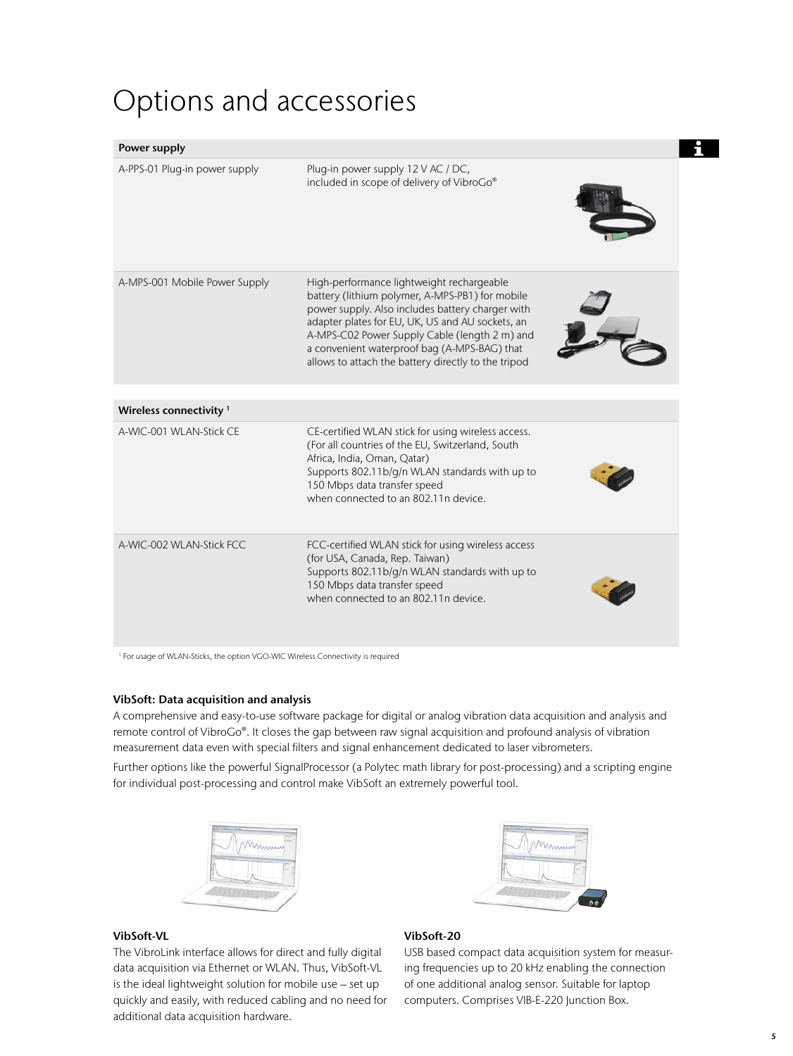# Options and accessories

| Power supply | |
|---|---|
| A-PPS-01 Plug-in power supply | Plug-in power supply 12 V AC / DC, included in scope of delivery of VibroGo® |
| A-MPS-001 Mobile Power Supply | High-performance lightweight rechargeable battery (lithium polymer, A-MPS-PB1) for mobile power supply. Also includes battery charger with adapter plates for EU, UK, US and AU sockets, an A-MPS-C02 Power Supply Cable (length 2 m) and a convenient waterproof bag (A-MPS-BAG) that allows to attach the battery directly to the tripod |

| Wireless connectivity [1] | |
|---|---|
| A-WIC-001 WLAN-Stick CE | CE-certified WLAN stick for using wireless access. (For all countries of the EU, Switzerland, South Africa, India, Oman, Qatar) Supports 802.11b/g/n WLAN standards with up to 150 Mbps data transfer speed when connected to an 802.11n device. |
| A-WIC-002 WLAN-Stick FCC | FCC-certified WLAN stick for using wireless access (for USA, Canada, Rep. Taiwan) Supports 802.11b/g/n WLAN standards with up to 150 Mbps data transfer speed when connected to an 802.11n device. |

[1] For usage of WLAN-Sticks, the option VGO-WIC Wireless Connectivity is required

### VibSoft: Data acquisition and analysis

A comprehensive and easy-to-use software package for digital or analog vibration data acquisition and analysis and remote control of VibroGo®. It closes the gap between raw signal acquisition and profound analysis of vibration measurement data even with special filters and signal enhancement dedicated to laser vibrometers.

Further options like the powerful SignalProcessor (a Polytec math library for post-processing) and a scripting engine for individual post-processing and control make VibSoft an extremely powerful tool.

#### VibSoft-VL

The VibroLink interface allows for direct and fully digital data acquisition via Ethernet or WLAN. Thus, VibSoft-VL is the ideal lightweight solution for mobile use – set up quickly and easily, with reduced cabling and no need for additional data acquisition hardware.

#### VibSoft-20

USB based compact data acquisition system for measuring frequencies up to 20 kHz enabling the connection of one additional analog sensor. Suitable for laptop computers. Comprises VIB-E-220 Junction Box.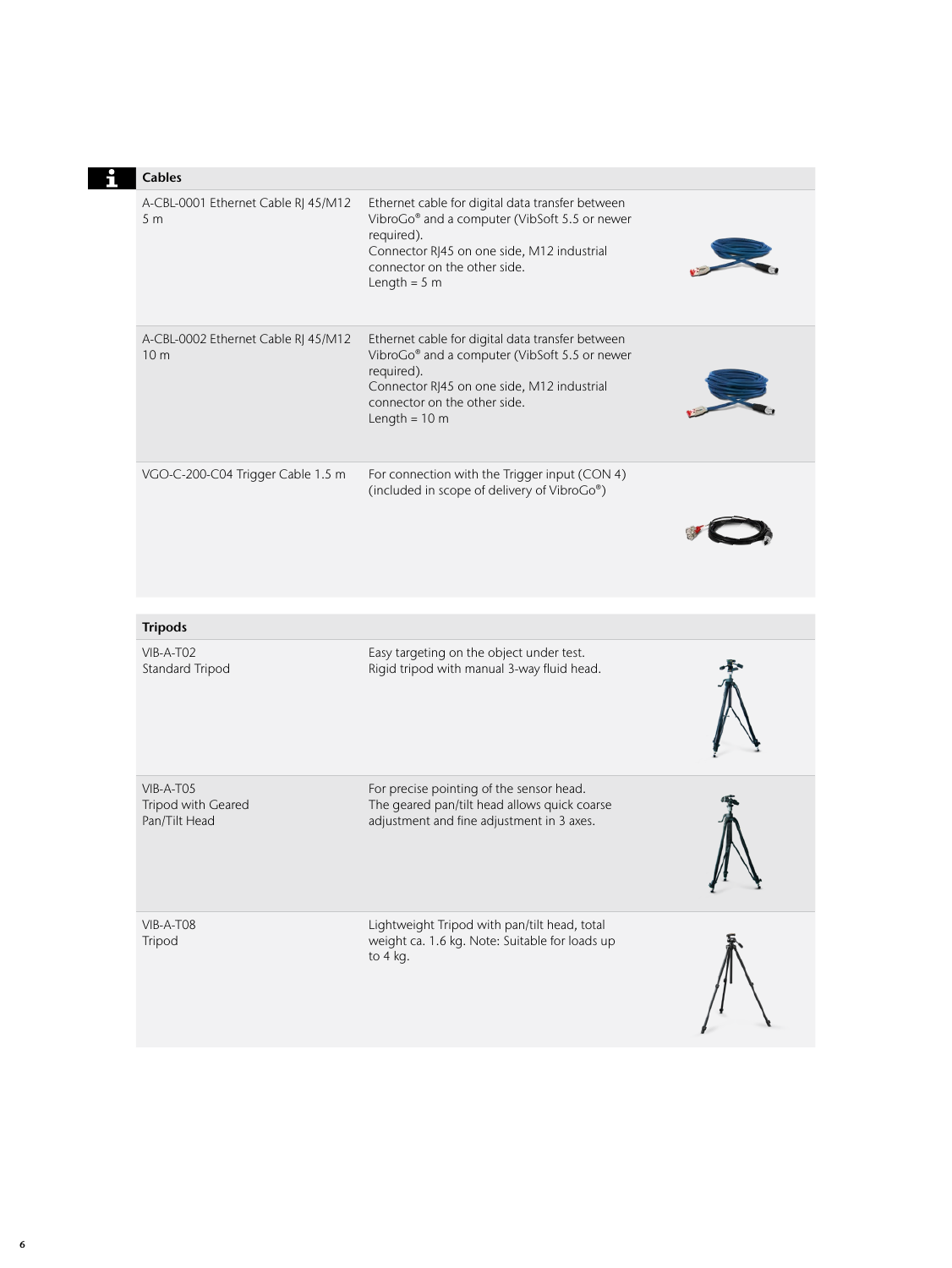## Cables

| Item | Description |
|---|---|
| A-CBL-0001 Ethernet Cable RJ 45/M12 5 m | Ethernet cable for digital data transfer between VibroGo® and a computer (VibSoft 5.5 or newer required).<br>Connector RJ45 on one side, M12 industrial connector on the other side.<br>Length = 5 m |
| A-CBL-0002 Ethernet Cable RJ 45/M12 10 m | Ethernet cable for digital data transfer between VibroGo® and a computer (VibSoft 5.5 or newer required).<br>Connector RJ45 on one side, M12 industrial connector on the other side.<br>Length = 10 m |
| VGO-C-200-C04 Trigger Cable 1.5 m | For connection with the Trigger input (CON 4) (included in scope of delivery of VibroGo®) |

## Tripods

| Item | Description |
|---|---|
| VIB-A-T02<br>Standard Tripod | Easy targeting on the object under test.<br>Rigid tripod with manual 3-way fluid head. |
| VIB-A-T05<br>Tripod with Geared Pan/Tilt Head | For precise pointing of the sensor head.<br>The geared pan/tilt head allows quick coarse adjustment and fine adjustment in 3 axes. |
| VIB-A-T08<br>Tripod | Lightweight Tripod with pan/tilt head, total weight ca. 1.6 kg. Note: Suitable for loads up to 4 kg. |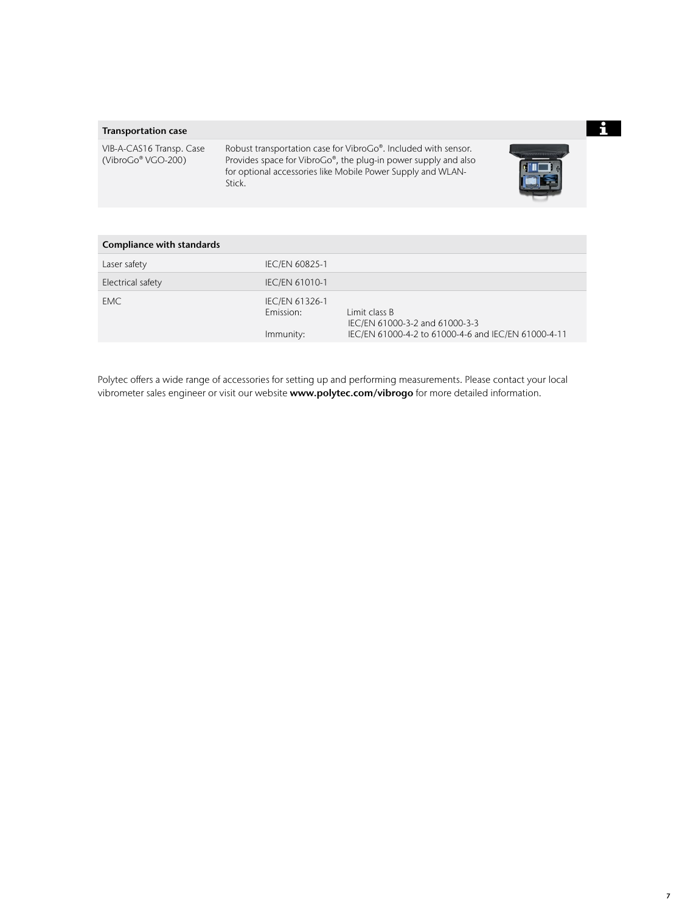| Transportation case | |
|---|---|
| VIB-A-CAS16 Transp. Case (VibroGo® VGO-200) | Robust transportation case for VibroGo®. Included with sensor. Provides space for VibroGo®, the plug-in power supply and also for optional accessories like Mobile Power Supply and WLAN-Stick. |

| Compliance with standards | | |
|---|---|---|
| Laser safety | IEC/EN 60825-1 | |
| Electrical safety | IEC/EN 61010-1 | |
| EMC | IEC/EN 61326-1 | |
| | Emission: | Limit class B<br>IEC/EN 61000-3-2 and 61000-3-3 |
| | Immunity: | IEC/EN 61000-4-2 to 61000-4-6 and IEC/EN 61000-4-11 |

Polytec offers a wide range of accessories for setting up and performing measurements. Please contact your local vibrometer sales engineer or visit our website **www.polytec.com/vibrogo** for more detailed information.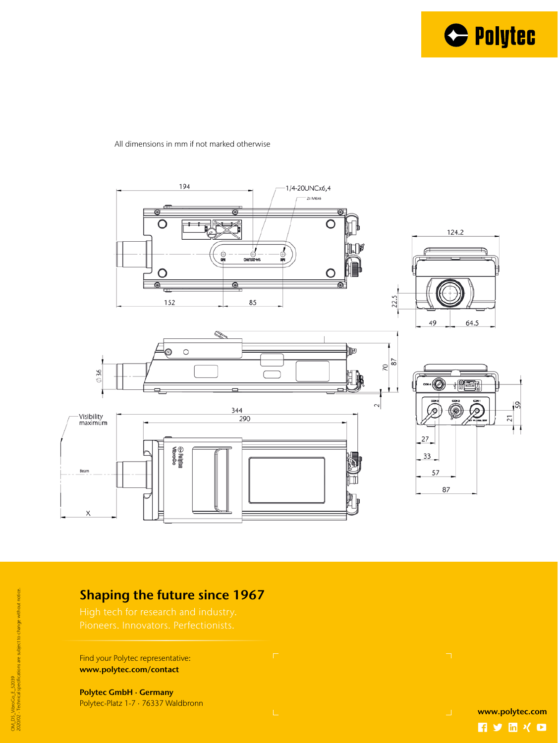All dimensions in mm if not marked otherwise

194

1/4-20UNCx6,4

2x M6x6

152

85

124.2

22.5

49

64.5

36

70

87

2

344

290

Visibility maximum

Beam

X

27

33

57

87

59

21

## Shaping the future since 1967

High tech for research and industry.
Pioneers. Innovators. Perfectionists.

Find your Polytec representative:
**www.polytec.com/contact**

**Polytec GmbH · Germany**
Polytec-Platz 1-7 · 76337 Waldbronn

**www.polytec.com**

OM_DS_VibroGo_E_52039
2020/02 - Technical specifications are subject to change without notice.